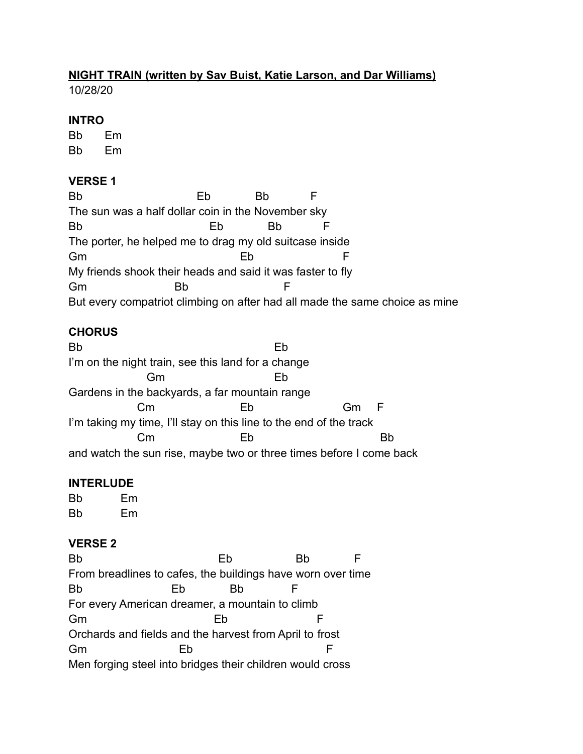**NIGHT TRAIN (written by Sav Buist, Katie Larson, and Dar Williams)**
10/28/20

**INTRO**

```
Bb      Em
Bb      Em
```

**VERSE 1**

```
Bb                          Eb            Bb           F
The sun was a half dollar coin in the November sky
Bb                             Eb            Bb           F
The porter, he helped me to drag my old suitcase inside
Gm                                      Eb                    F
My friends shook their heads and said it was faster to fly
Gm                    Bb                      F
But every compatriot climbing on after had all made the same choice as mine
```

**CHORUS**

```
Bb                                          Eb
I'm on the night train, see this land for a change
                  Gm                         Eb
Gardens in the backyards, a far mountain range
               Cm                  Eb                     Gm     F
I'm taking my time, I'll stay on this line to the end of the track
               Cm                  Eb                             Bb
and watch the sun rise, maybe two or three times before I come back
```

**INTERLUDE**

```
Bb          Em
Bb          Em
```

**VERSE 2**

```
Bb                                 Eb                Bb            F
From breadlines to cafes, the buildings have worn over time
Bb                      Eb            Bb             F
For every American dreamer, a mountain to climb
Gm                                 Eb                    F
Orchards and fields and the harvest from April to frost
Gm                        Eb                             F
Men forging steel into bridges their children would cross
```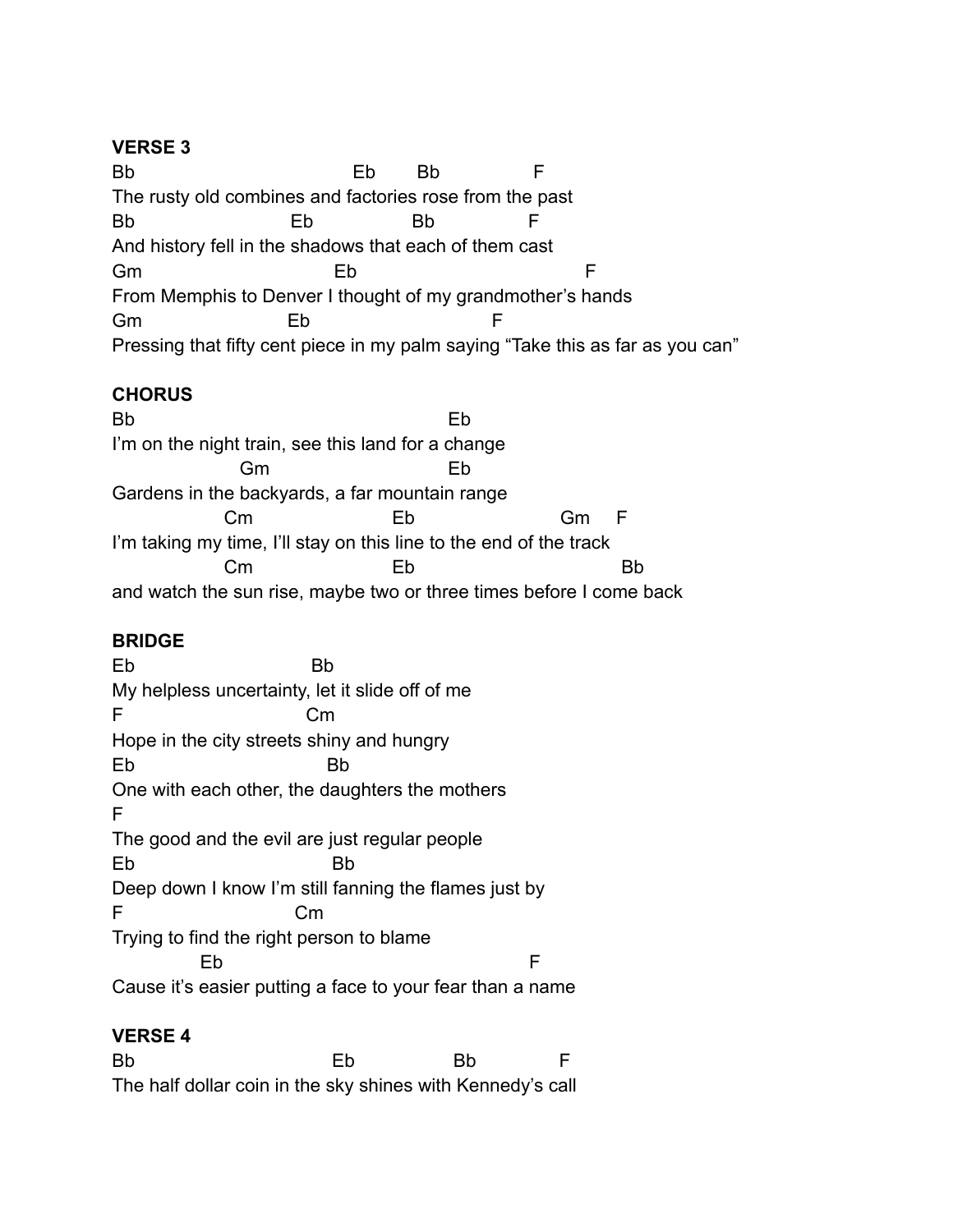**VERSE 3**

```
Bb                                  Eb       Bb               F
The rusty old combines and factories rose from the past
Bb                       Eb                Bb              F
And history fell in the shadows that each of them cast
Gm                             Eb                                  F
From Memphis to Denver I thought of my grandmother's hands
Gm                       Eb                            F
Pressing that fifty cent piece in my palm saying "Take this as far as you can"
```

**CHORUS**

```
Bb                                               Eb
I'm on the night train, see this land for a change
                    Gm                             Eb
Gardens in the backyards, a far mountain range
                  Cm                     Eb                       Gm     F
I'm taking my time, I'll stay on this line to the end of the track
                  Cm                     Eb                                 Bb
and watch the sun rise, maybe two or three times before I come back
```

**BRIDGE**

```
Eb                          Bb
My helpless uncertainty, let it slide off of me
F                           Cm
Hope in the city streets shiny and hungry
Eb                             Bb
One with each other, the daughters the mothers
F
The good and the evil are just regular people
Eb                             Bb
Deep down I know I'm still fanning the flames just by
F                         Cm
Trying to find the right person to blame
             Eb                                          F
Cause it's easier putting a face to your fear than a name
```

**VERSE 4**

```
Bb                              Eb                Bb             F
The half dollar coin in the sky shines with Kennedy's call
```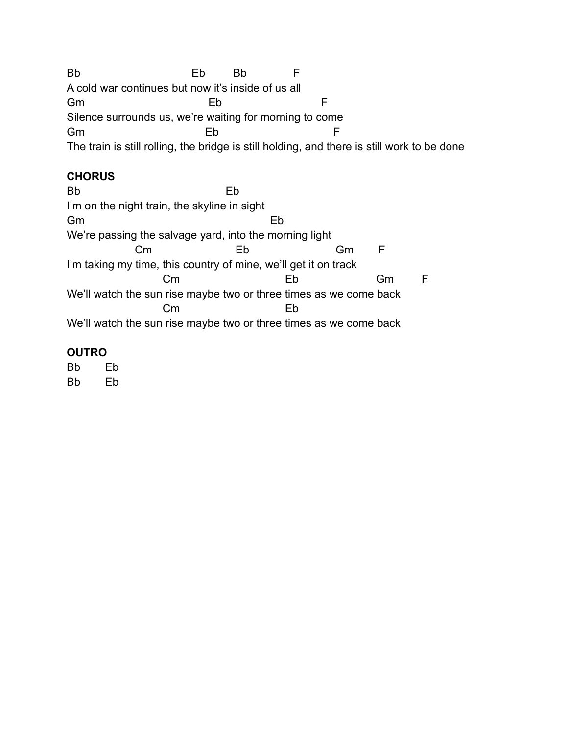```
Bb                          Eb       Bb           F
A cold war continues but now it's inside of us all
Gm                               Eb                      F
Silence surrounds us, we're waiting for morning to come
Gm                              Eb                           F
The train is still rolling, the bridge is still holding, and there is still work to be done
```

**CHORUS**

```
Bb                                    Eb
I'm on the night train, the skyline in sight
Gm                                            Eb
We're passing the salvage yard, into the morning light
                Cm                     Eb                   Gm      F
I'm taking my time, this country of mine, we'll get it on track
                      Cm                         Eb                  Gm        F
We'll watch the sun rise maybe two or three times as we come back
                      Cm                         Eb
We'll watch the sun rise maybe two or three times as we come back
```

**OUTRO**

```
Bb      Eb
Bb      Eb
```